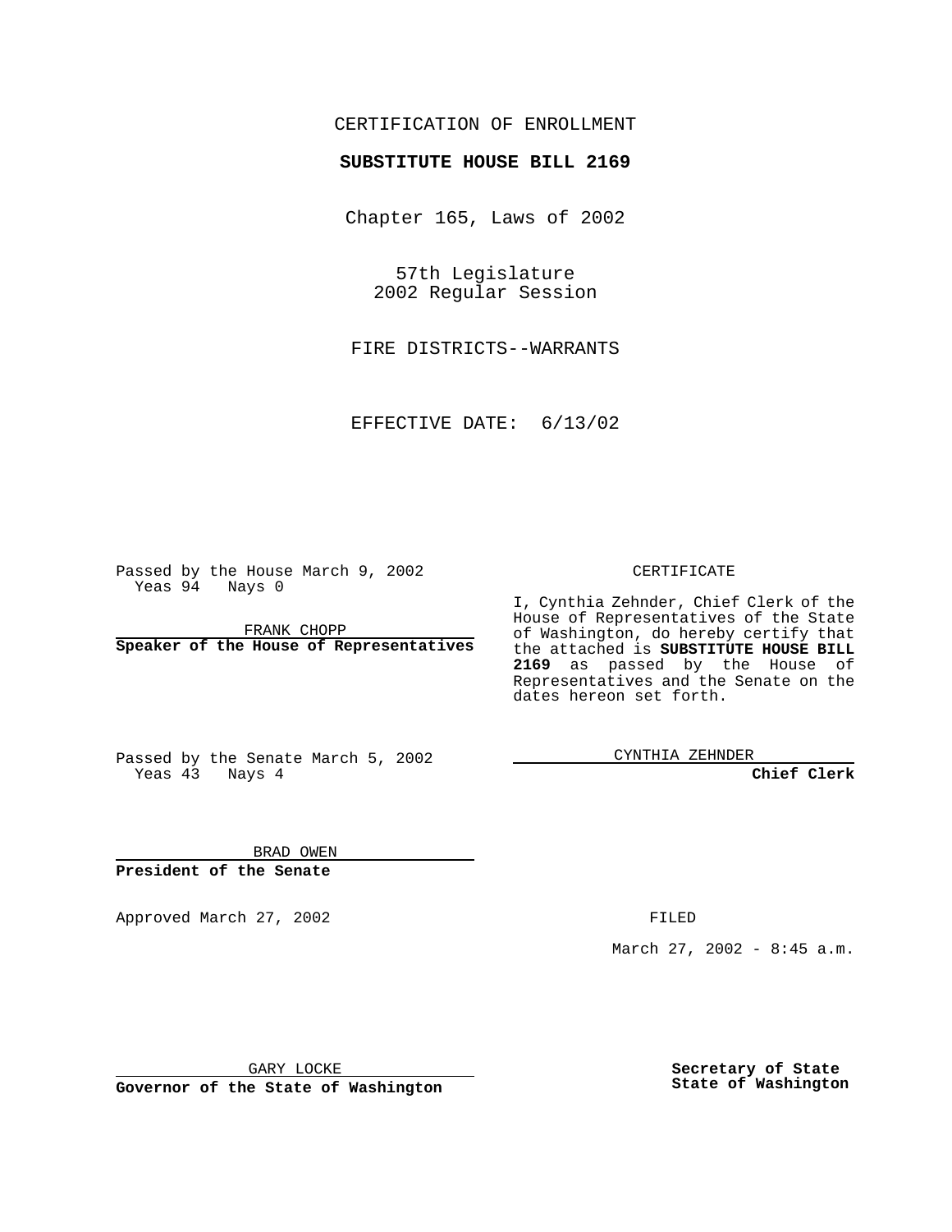CERTIFICATION OF ENROLLMENT

**SUBSTITUTE HOUSE BILL 2169**

Chapter 165, Laws of 2002

57th Legislature
2002 Regular Session

FIRE DISTRICTS--WARRANTS

EFFECTIVE DATE: 6/13/02

Passed by the House March 9, 2002
Yeas 94 Nays 0

FRANK CHOPP
**Speaker of the House of Representatives**

Passed by the Senate March 5, 2002
Yeas 43 Nays 4

BRAD OWEN
**President of the Senate**

Approved March 27, 2002

GARY LOCKE
**Governor of the State of Washington**

CERTIFICATE

I, Cynthia Zehnder, Chief Clerk of the House of Representatives of the State of Washington, do hereby certify that the attached is **SUBSTITUTE HOUSE BILL 2169** as passed by the House of Representatives and the Senate on the dates hereon set forth.

CYNTHIA ZEHNDER
**Chief Clerk**

FILED

March 27, 2002 - 8:45 a.m.

**Secretary of State**
**State of Washington**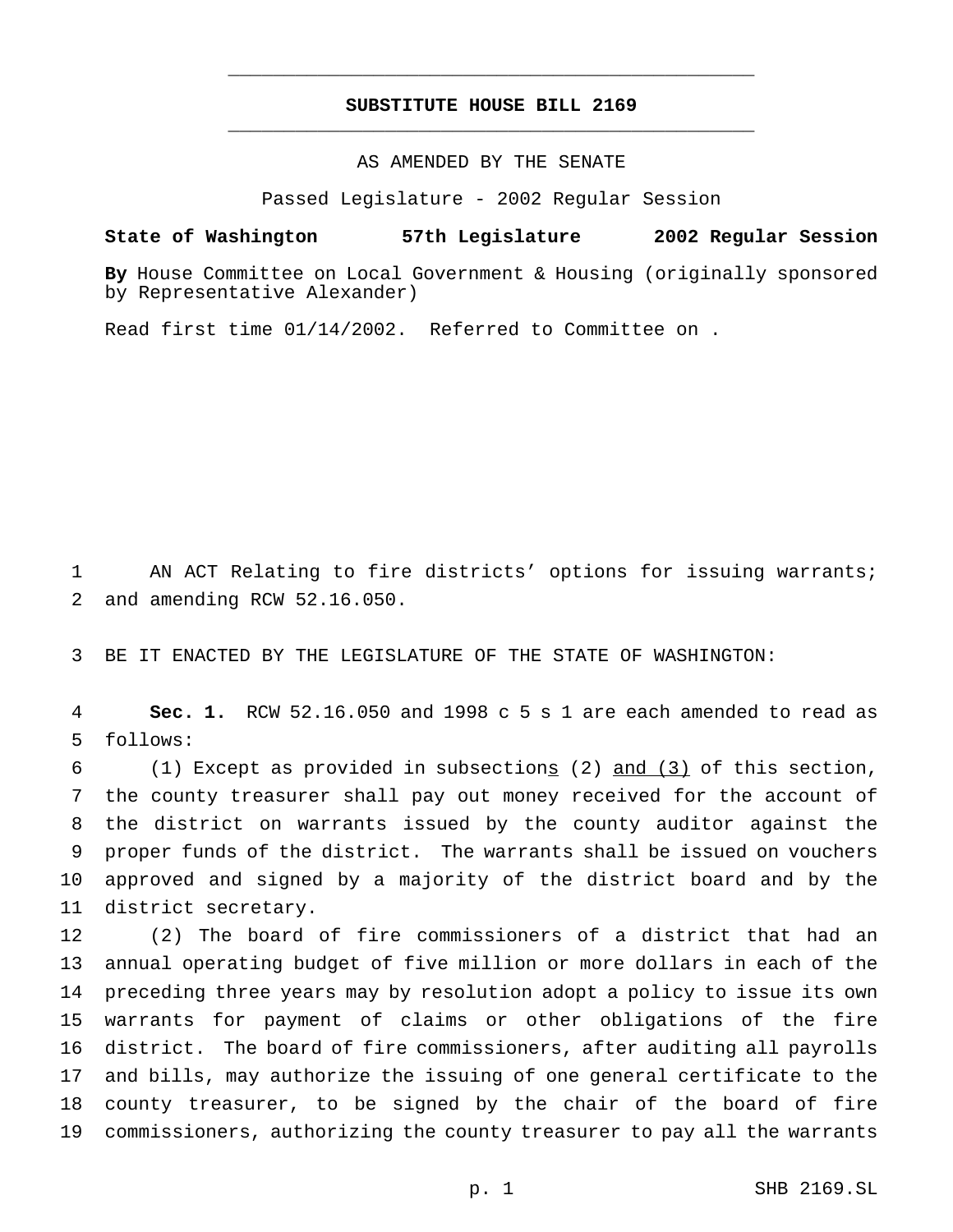# SUBSTITUTE HOUSE BILL 2169

AS AMENDED BY THE SENATE

Passed Legislature - 2002 Regular Session

**State of Washington 57th Legislature 2002 Regular Session**

**By** House Committee on Local Government & Housing (originally sponsored by Representative Alexander)

Read first time 01/14/2002. Referred to Committee on .

AN ACT Relating to fire districts' options for issuing warrants; and amending RCW 52.16.050.

BE IT ENACTED BY THE LEGISLATURE OF THE STATE OF WASHINGTON:

**Sec. 1.** RCW 52.16.050 and 1998 c 5 s 1 are each amended to read as follows:

(1) Except as provided in subsections (2) and (3) of this section, the county treasurer shall pay out money received for the account of the district on warrants issued by the county auditor against the proper funds of the district. The warrants shall be issued on vouchers approved and signed by a majority of the district board and by the district secretary.

(2) The board of fire commissioners of a district that had an annual operating budget of five million or more dollars in each of the preceding three years may by resolution adopt a policy to issue its own warrants for payment of claims or other obligations of the fire district. The board of fire commissioners, after auditing all payrolls and bills, may authorize the issuing of one general certificate to the county treasurer, to be signed by the chair of the board of fire commissioners, authorizing the county treasurer to pay all the warrants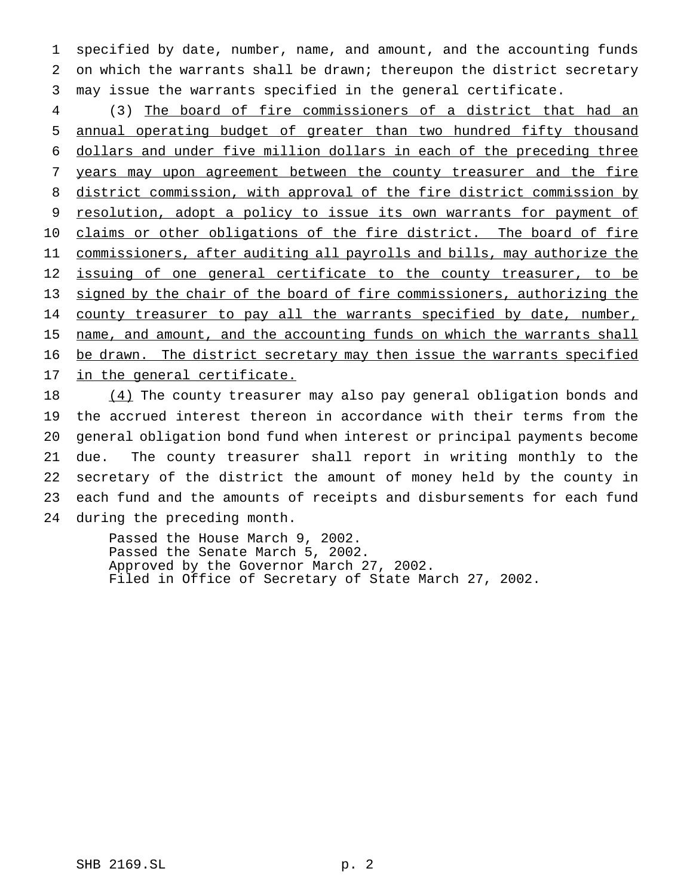specified by date, number, name, and amount, and the accounting funds on which the warrants shall be drawn; thereupon the district secretary may issue the warrants specified in the general certificate.

(3) <u>The board of fire commissioners of a district that had an annual operating budget of greater than two hundred fifty thousand dollars and under five million dollars in each of the preceding three years may upon agreement between the county treasurer and the fire district commission, with approval of the fire district commission by resolution, adopt a policy to issue its own warrants for payment of claims or other obligations of the fire district. The board of fire commissioners, after auditing all payrolls and bills, may authorize the issuing of one general certificate to the county treasurer, to be signed by the chair of the board of fire commissioners, authorizing the county treasurer to pay all the warrants specified by date, number, name, and amount, and the accounting funds on which the warrants shall be drawn. The district secretary may then issue the warrants specified in the general certificate.</u>

<u>(4)</u> The county treasurer may also pay general obligation bonds and the accrued interest thereon in accordance with their terms from the general obligation bond fund when interest or principal payments become due. The county treasurer shall report in writing monthly to the secretary of the district the amount of money held by the county in each fund and the amounts of receipts and disbursements for each fund during the preceding month.

Passed the House March 9, 2002.
Passed the Senate March 5, 2002.
Approved by the Governor March 27, 2002.
Filed in Office of Secretary of State March 27, 2002.